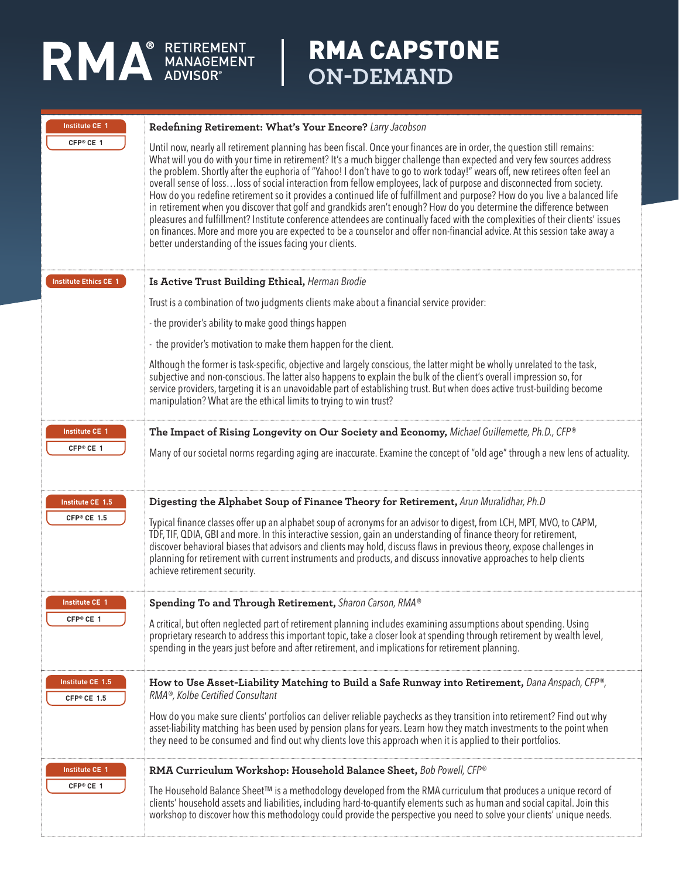# RMA® RETIREMENT MANAGEMENT ADVISOR® | RMA CAPSTONE ON-DEMAND

| Credits | Session |
| --- | --- |
| Institute CE 1<br>CFP® CE 1 | **Redefining Retirement: What's Your Encore?** *Larry Jacobson*<br><br>Until now, nearly all retirement planning has been fiscal. Once your finances are in order, the question still remains: What will you do with your time in retirement? It's a much bigger challenge than expected and very few sources address the problem. Shortly after the euphoria of "Yahoo! I don't have to go to work today!" wears off, new retirees often feel an overall sense of loss…loss of social interaction from fellow employees, lack of purpose and disconnected from society. How do you redefine retirement so it provides a continued life of fulfillment and purpose? How do you live a balanced life in retirement when you discover that golf and grandkids aren't enough? How do you determine the difference between pleasures and fulfillment? Institute conference attendees are continually faced with the complexities of their clients' issues on finances. More and more you are expected to be a counselor and offer non-financial advice. At this session take away a better understanding of the issues facing your clients. |
| Institute Ethics CE 1 | **Is Active Trust Building Ethical,** *Herman Brodie*<br><br>Trust is a combination of two judgments clients make about a financial service provider:<br><br>- the provider's ability to make good things happen<br><br>- the provider's motivation to make them happen for the client.<br><br>Although the former is task-specific, objective and largely conscious, the latter might be wholly unrelated to the task, subjective and non-conscious. The latter also happens to explain the bulk of the client's overall impression so, for service providers, targeting it is an unavoidable part of establishing trust. But when does active trust-building become manipulation? What are the ethical limits to trying to win trust? |
| Institute CE 1<br>CFP® CE 1 | **The Impact of Rising Longevity on Our Society and Economy,** *Michael Guillemette, Ph.D., CFP®*<br><br>Many of our societal norms regarding aging are inaccurate. Examine the concept of "old age" through a new lens of actuality. |
| Institute CE 1.5<br>CFP® CE 1.5 | **Digesting the Alphabet Soup of Finance Theory for Retirement,** *Arun Muralidhar, Ph.D*<br><br>Typical finance classes offer up an alphabet soup of acronyms for an advisor to digest, from LCH, MPT, MVO, to CAPM, TDF, TIF, QDIA, GBI and more. In this interactive session, gain an understanding of finance theory for retirement, discover behavioral biases that advisors and clients may hold, discuss flaws in previous theory, expose challenges in planning for retirement with current instruments and products, and discuss innovative approaches to help clients achieve retirement security. |
| Institute CE 1<br>CFP® CE 1 | **Spending To and Through Retirement,** *Sharon Carson, RMA®*<br><br>A critical, but often neglected part of retirement planning includes examining assumptions about spending. Using proprietary research to address this important topic, take a closer look at spending through retirement by wealth level, spending in the years just before and after retirement, and implications for retirement planning. |
| Institute CE 1.5<br>CFP® CE 1.5 | **How to Use Asset-Liability Matching to Build a Safe Runway into Retirement,** *Dana Anspach, CFP®, RMA®, Kolbe Certified Consultant*<br><br>How do you make sure clients' portfolios can deliver reliable paychecks as they transition into retirement? Find out why asset-liability matching has been used by pension plans for years. Learn how they match investments to the point when they need to be consumed and find out why clients love this approach when it is applied to their portfolios. |
| Institute CE 1<br>CFP® CE 1 | **RMA Curriculum Workshop: Household Balance Sheet,** *Bob Powell, CFP®*<br><br>The Household Balance Sheet™ is a methodology developed from the RMA curriculum that produces a unique record of clients' household assets and liabilities, including hard-to-quantify elements such as human and social capital. Join this workshop to discover how this methodology could provide the perspective you need to solve your clients' unique needs. |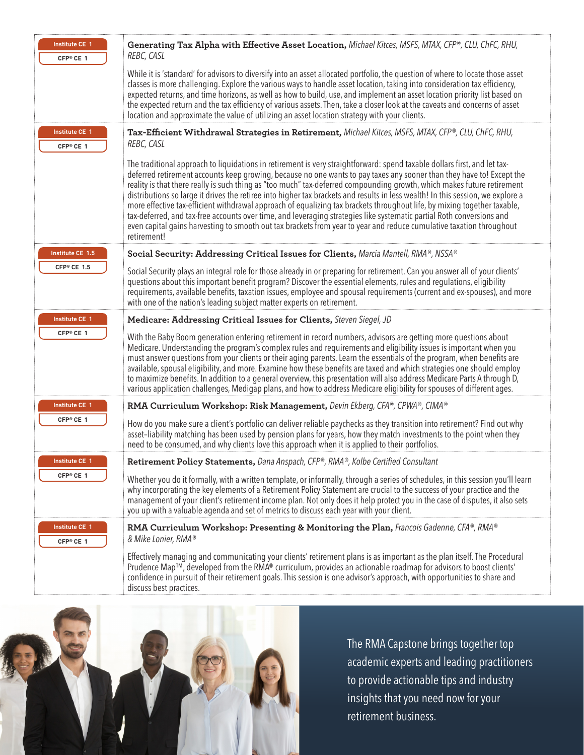Institute CE 1

CFP® CE 1

**Generating Tax Alpha with Effective Asset Location,** *Michael Kitces, MSFS, MTAX, CFP®, CLU, ChFC, RHU, REBC, CASL*

While it is 'standard' for advisors to diversify into an asset allocated portfolio, the question of where to locate those asset classes is more challenging. Explore the various ways to handle asset location, taking into consideration tax efficiency, expected returns, and time horizons, as well as how to build, use, and implement an asset location priority list based on the expected return and the tax efficiency of various assets. Then, take a closer look at the caveats and concerns of asset location and approximate the value of utilizing an asset location strategy with your clients.

Institute CE 1

CFP® CE 1

**Tax-Efficient Withdrawal Strategies in Retirement,** *Michael Kitces, MSFS, MTAX, CFP®, CLU, ChFC, RHU, REBC, CASL*

The traditional approach to liquidations in retirement is very straightforward: spend taxable dollars first, and let tax-deferred retirement accounts keep growing, because no one wants to pay taxes any sooner than they have to! Except the reality is that there really is such thing as "too much" tax-deferred compounding growth, which makes future retirement distributions so large it drives the retiree into higher tax brackets and results in less wealth! In this session, we explore a more effective tax-efficient withdrawal approach of equalizing tax brackets throughout life, by mixing together taxable, tax-deferred, and tax-free accounts over time, and leveraging strategies like systematic partial Roth conversions and even capital gains harvesting to smooth out tax brackets from year to year and reduce cumulative taxation throughout retirement!

Institute CE 1.5

CFP® CE 1.5

**Social Security: Addressing Critical Issues for Clients,** *Marcia Mantell, RMA®, NSSA®*

Social Security plays an integral role for those already in or preparing for retirement. Can you answer all of your clients' questions about this important benefit program? Discover the essential elements, rules and regulations, eligibility requirements, available benefits, taxation issues, employee and spousal requirements (current and ex-spouses), and more with one of the nation's leading subject matter experts on retirement.

Institute CE 1

CFP® CE 1

**Medicare: Addressing Critical Issues for Clients,** *Steven Siegel, JD*

With the Baby Boom generation entering retirement in record numbers, advisors are getting more questions about Medicare. Understanding the program's complex rules and requirements and eligibility issues is important when you must answer questions from your clients or their aging parents. Learn the essentials of the program, when benefits are available, spousal eligibility, and more. Examine how these benefits are taxed and which strategies one should employ to maximize benefits. In addition to a general overview, this presentation will also address Medicare Parts A through D, various application challenges, Medigap plans, and how to address Medicare eligibility for spouses of different ages.

Institute CE 1

CFP® CE 1

**RMA Curriculum Workshop: Risk Management,** *Devin Ekberg, CFA®, CPWA®, CIMA®*

How do you make sure a client's portfolio can deliver reliable paychecks as they transition into retirement? Find out why asset–liability matching has been used by pension plans for years, how they match investments to the point when they need to be consumed, and why clients love this approach when it is applied to their portfolios.

Institute CE 1

CFP® CE 1

**Retirement Policy Statements,** *Dana Anspach, CFP®, RMA®, Kolbe Certified Consultant*

Whether you do it formally, with a written template, or informally, through a series of schedules, in this session you'll learn why incorporating the key elements of a Retirement Policy Statement are crucial to the success of your practice and the management of your client's retirement income plan. Not only does it help protect you in the case of disputes, it also sets you up with a valuable agenda and set of metrics to discuss each year with your client.

Institute CE 1

CFP® CE 1

**RMA Curriculum Workshop: Presenting & Monitoring the Plan,** *Francois Gadenne, CFA®, RMA® & Mike Lonier, RMA®*

Effectively managing and communicating your clients' retirement plans is as important as the plan itself. The Procedural Prudence Map™, developed from the RMA® curriculum, provides an actionable roadmap for advisors to boost clients' confidence in pursuit of their retirement goals. This session is one advisor's approach, with opportunities to share and discuss best practices.

The RMA Capstone brings together top academic experts and leading practitioners to provide actionable tips and industry insights that you need now for your retirement business.